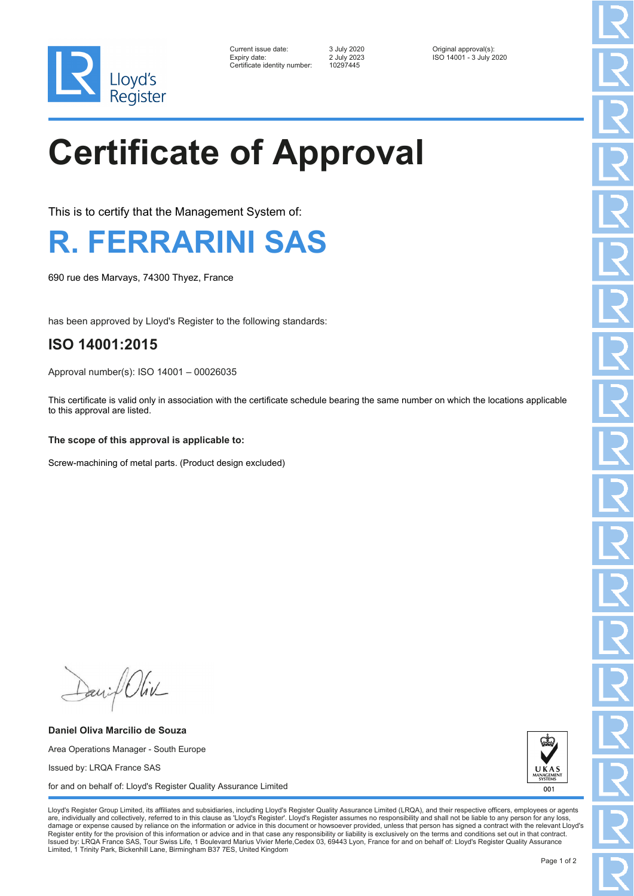Current issue date: 3 July 2020
Expiry date: 2 July 2023
Certificate identity number: 10297445

Original approval(s):
ISO 14001 - 3 July 2020

# Certificate of Approval

This is to certify that the Management System of:

## R. FERRARINI SAS

690 rue des Marvays, 74300 Thyez, France

has been approved by Lloyd's Register to the following standards:

## ISO 14001:2015

Approval number(s): ISO 14001 – 00026035

This certificate is valid only in association with the certificate schedule bearing the same number on which the locations applicable to this approval are listed.

**The scope of this approval is applicable to:**

Screw-machining of metal parts. (Product design excluded)

**Daniel Oliva Marcilio de Souza**

Area Operations Manager - South Europe

Issued by: LRQA France SAS

for and on behalf of: Lloyd's Register Quality Assurance Limited

UKAS MANAGEMENT SYSTEMS 001

Lloyd's Register Group Limited, its affiliates and subsidiaries, including Lloyd's Register Quality Assurance Limited (LRQA), and their respective officers, employees or agents are, individually and collectively, referred to in this clause as 'Lloyd's Register'. Lloyd's Register assumes no responsibility and shall not be liable to any person for any loss, damage or expense caused by reliance on the information or advice in this document or howsoever provided, unless that person has signed a contract with the relevant Lloyd's Register entity for the provision of this information or advice and in that case any responsibility or liability is exclusively on the terms and conditions set out in that contract.
Issued by: LRQA France SAS, Tour Swiss Life, 1 Boulevard Marius Vivier Merle,Cedex 03, 69443 Lyon, France for and on behalf of: Lloyd's Register Quality Assurance Limited, 1 Trinity Park, Bickenhill Lane, Birmingham B37 7ES, United Kingdom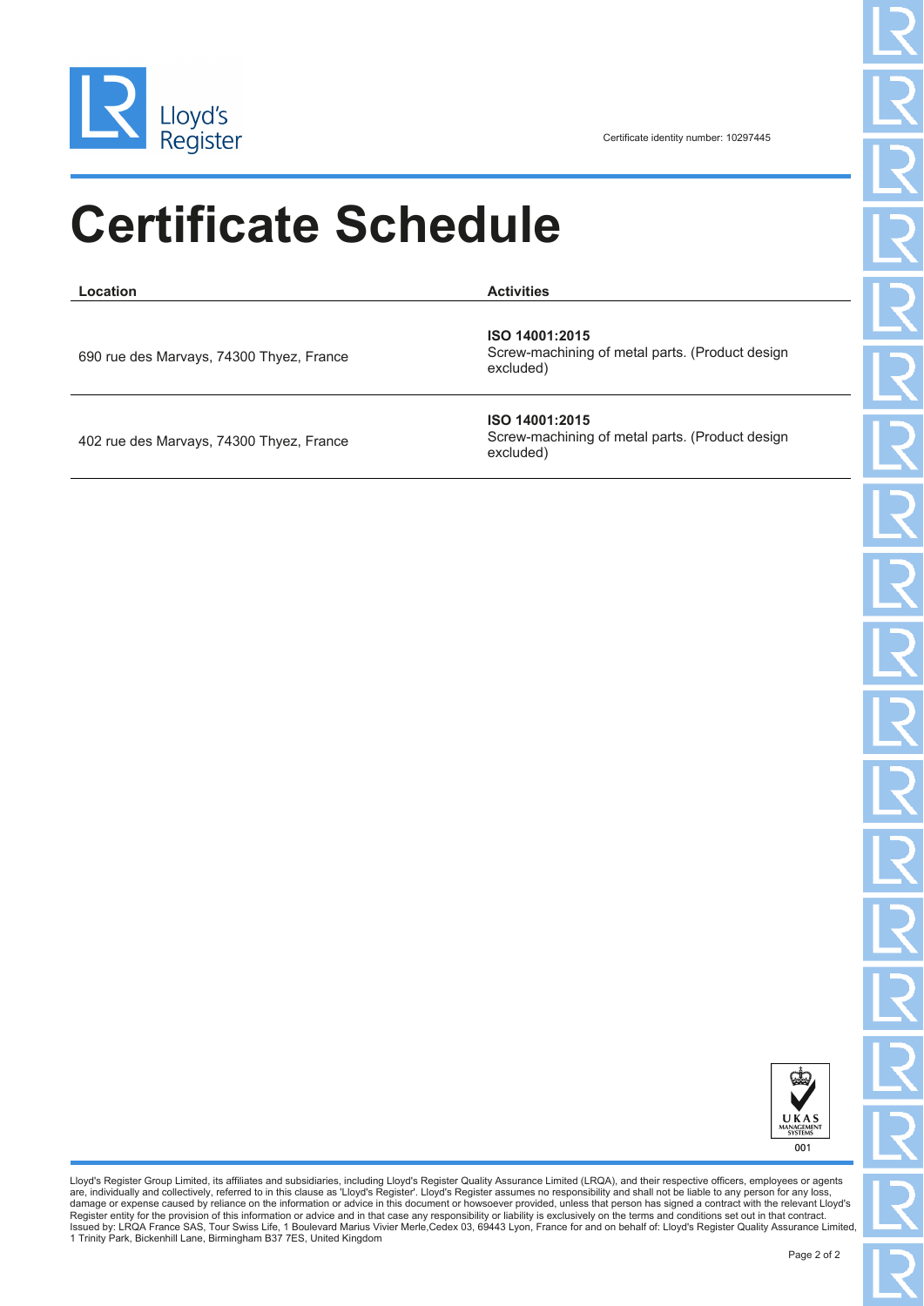Certificate identity number: 10297445

# Certificate Schedule

| Location | Activities |
| --- | --- |
| 690 rue des Marvays, 74300 Thyez, France | **ISO 14001:2015**<br>Screw-machining of metal parts. (Product design excluded) |
| 402 rue des Marvays, 74300 Thyez, France | **ISO 14001:2015**<br>Screw-machining of metal parts. (Product design excluded) |

UKAS MANAGEMENT SYSTEMS
001

Lloyd's Register Group Limited, its affiliates and subsidiaries, including Lloyd's Register Quality Assurance Limited (LRQA), and their respective officers, employees or agents are, individually and collectively, referred to in this clause as 'Lloyd's Register'. Lloyd's Register assumes no responsibility and shall not be liable to any person for any loss, damage or expense caused by reliance on the information or advice in this document or howsoever provided, unless that person has signed a contract with the relevant Lloyd's Register entity for the provision of this information or advice and in that case any responsibility or liability is exclusively on the terms and conditions set out in that contract.
Issued by: LRQA France SAS, Tour Swiss Life, 1 Boulevard Marius Vivier Merle,Cedex 03, 69443 Lyon, France for and on behalf of: Lloyd's Register Quality Assurance Limited, 1 Trinity Park, Bickenhill Lane, Birmingham B37 7ES, United Kingdom